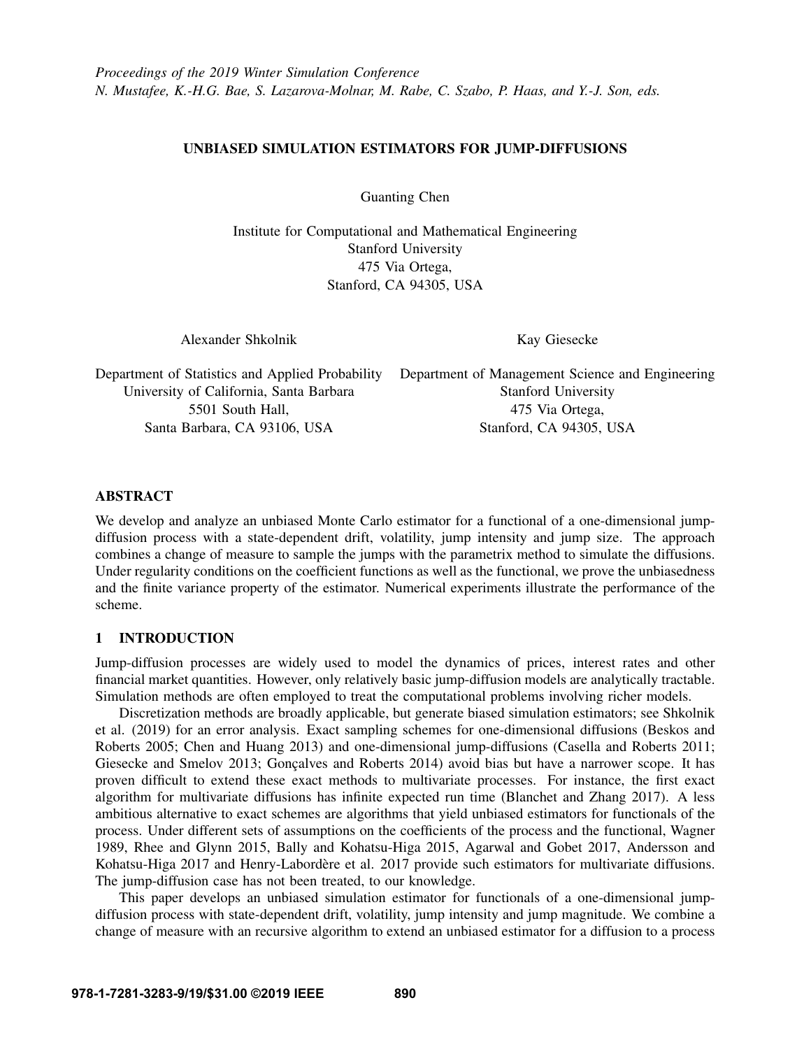*Proceedings of the 2019 Winter Simulation Conference*
*N. Mustafee, K.-H.G. Bae, S. Lazarova-Molnar, M. Rabe, C. Szabo, P. Haas, and Y.-J. Son, eds.*

# UNBIASED SIMULATION ESTIMATORS FOR JUMP-DIFFUSIONS

Guanting Chen

Institute for Computational and Mathematical Engineering
Stanford University
475 Via Ortega,
Stanford, CA 94305, USA

Alexander Shkolnik

Department of Statistics and Applied Probability
University of California, Santa Barbara
5501 South Hall,
Santa Barbara, CA 93106, USA

Kay Giesecke

Department of Management Science and Engineering
Stanford University
475 Via Ortega,
Stanford, CA 94305, USA

## ABSTRACT

We develop and analyze an unbiased Monte Carlo estimator for a functional of a one-dimensional jump-diffusion process with a state-dependent drift, volatility, jump intensity and jump size. The approach combines a change of measure to sample the jumps with the parametrix method to simulate the diffusions. Under regularity conditions on the coefficient functions as well as the functional, we prove the unbiasedness and the finite variance property of the estimator. Numerical experiments illustrate the performance of the scheme.

## 1 INTRODUCTION

Jump-diffusion processes are widely used to model the dynamics of prices, interest rates and other financial market quantities. However, only relatively basic jump-diffusion models are analytically tractable. Simulation methods are often employed to treat the computational problems involving richer models.

Discretization methods are broadly applicable, but generate biased simulation estimators; see Shkolnik et al. (2019) for an error analysis. Exact sampling schemes for one-dimensional diffusions (Beskos and Roberts 2005; Chen and Huang 2013) and one-dimensional jump-diffusions (Casella and Roberts 2011; Giesecke and Smelov 2013; Gonçalves and Roberts 2014) avoid bias but have a narrower scope. It has proven difficult to extend these exact methods to multivariate processes. For instance, the first exact algorithm for multivariate diffusions has infinite expected run time (Blanchet and Zhang 2017). A less ambitious alternative to exact schemes are algorithms that yield unbiased estimators for functionals of the process. Under different sets of assumptions on the coefficients of the process and the functional, Wagner 1989, Rhee and Glynn 2015, Bally and Kohatsu-Higa 2015, Agarwal and Gobet 2017, Andersson and Kohatsu-Higa 2017 and Henry-Labordère et al. 2017 provide such estimators for multivariate diffusions. The jump-diffusion case has not been treated, to our knowledge.

This paper develops an unbiased simulation estimator for functionals of a one-dimensional jump-diffusion process with state-dependent drift, volatility, jump intensity and jump magnitude. We combine a change of measure with an recursive algorithm to extend an unbiased estimator for a diffusion to a process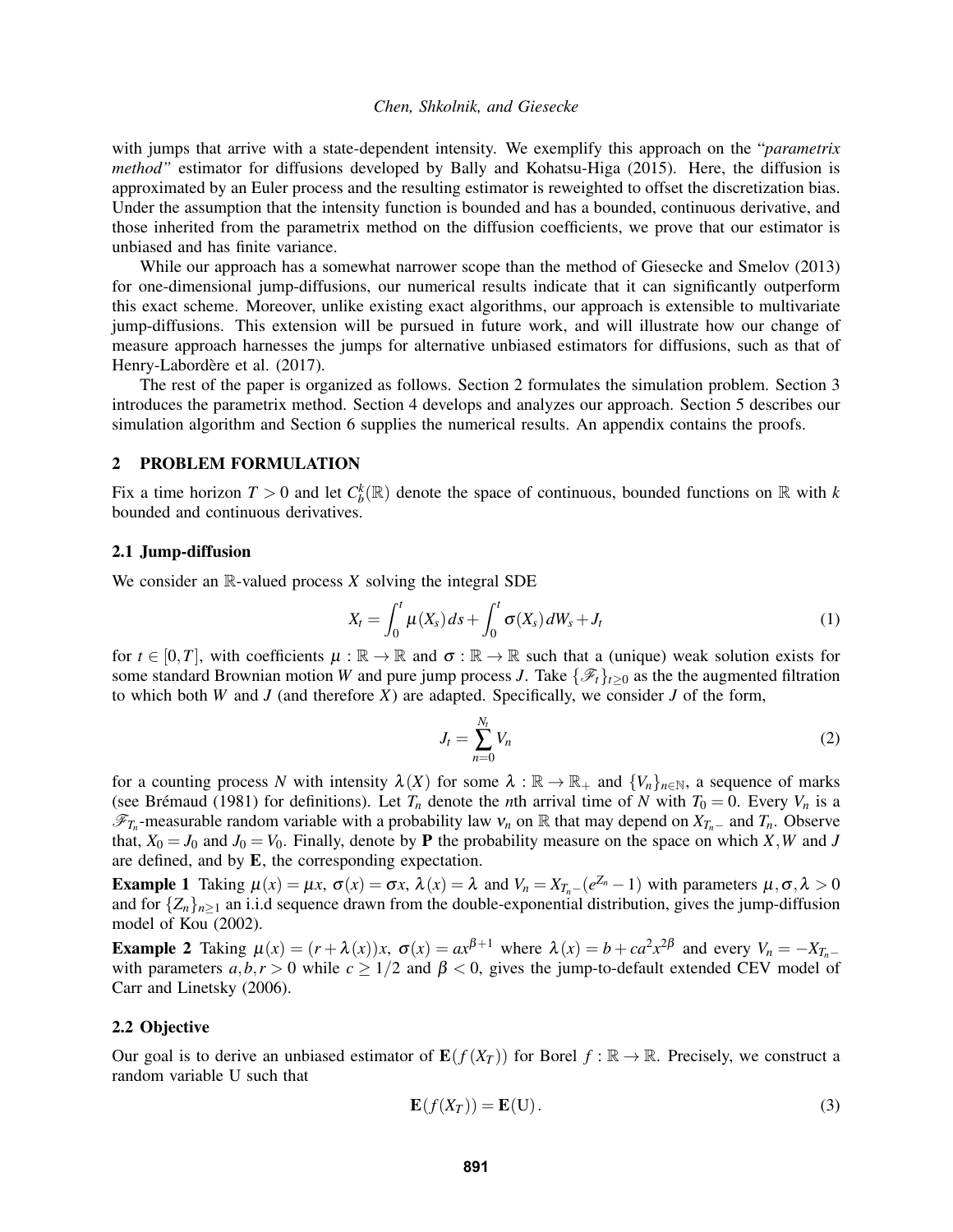with jumps that arrive with a state-dependent intensity. We exemplify this approach on the "*parametrix method"* estimator for diffusions developed by Bally and Kohatsu-Higa (2015). Here, the diffusion is approximated by an Euler process and the resulting estimator is reweighted to offset the discretization bias. Under the assumption that the intensity function is bounded and has a bounded, continuous derivative, and those inherited from the parametrix method on the diffusion coefficients, we prove that our estimator is unbiased and has finite variance.

While our approach has a somewhat narrower scope than the method of Giesecke and Smelov (2013) for one-dimensional jump-diffusions, our numerical results indicate that it can significantly outperform this exact scheme. Moreover, unlike existing exact algorithms, our approach is extensible to multivariate jump-diffusions. This extension will be pursued in future work, and will illustrate how our change of measure approach harnesses the jumps for alternative unbiased estimators for diffusions, such as that of Henry-Labordère et al. (2017).

The rest of the paper is organized as follows. Section 2 formulates the simulation problem. Section 3 introduces the parametrix method. Section 4 develops and analyzes our approach. Section 5 describes our simulation algorithm and Section 6 supplies the numerical results. An appendix contains the proofs.

## 2 PROBLEM FORMULATION

Fix a time horizon $T > 0$ and let $C_b^k(\mathbb{R})$ denote the space of continuous, bounded functions on $\mathbb{R}$ with $k$ bounded and continuous derivatives.

### 2.1 Jump-diffusion

We consider an $\mathbb{R}$-valued process $X$ solving the integral SDE

$$X_t = \int_0^t \mu(X_s)\,ds + \int_0^t \sigma(X_s)\,dW_s + J_t \tag{1}$$

for $t \in [0,T]$, with coefficients $\mu : \mathbb{R} \to \mathbb{R}$ and $\sigma : \mathbb{R} \to \mathbb{R}$ such that a (unique) weak solution exists for some standard Brownian motion $W$ and pure jump process $J$. Take $\{\mathscr{F}_t\}_{t \geq 0}$ as the the augmented filtration to which both $W$ and $J$ (and therefore $X$) are adapted. Specifically, we consider $J$ of the form,

$$J_t = \sum_{n=0}^{N_t} V_n \tag{2}$$

for a counting process $N$ with intensity $\lambda(X)$ for some $\lambda : \mathbb{R} \to \mathbb{R}_+$ and $\{V_n\}_{n \in \mathbb{N}}$, a sequence of marks (see Brémaud (1981) for definitions). Let $T_n$ denote the $n$th arrival time of $N$ with $T_0 = 0$. Every $V_n$ is a $\mathscr{F}_{T_n}$-measurable random variable with a probability law $\nu_n$ on $\mathbb{R}$ that may depend on $X_{T_n-}$ and $T_n$. Observe that, $X_0 = J_0$ and $J_0 = V_0$. Finally, denote by $\mathbf{P}$ the probability measure on the space on which $X, W$ and $J$ are defined, and by $\mathbf{E}$, the corresponding expectation.

**Example 1** Taking $\mu(x) = \mu x$, $\sigma(x) = \sigma x$, $\lambda(x) = \lambda$ and $V_n = X_{T_n-}(e^{Z_n} - 1)$ with parameters $\mu, \sigma, \lambda > 0$ and for $\{Z_n\}_{n \geq 1}$ an i.i.d sequence drawn from the double-exponential distribution, gives the jump-diffusion model of Kou (2002).

**Example 2** Taking $\mu(x) = (r + \lambda(x))x$, $\sigma(x) = ax^{\beta+1}$ where $\lambda(x) = b + ca^2x^{2\beta}$ and every $V_n = -X_{T_n-}$ with parameters $a, b, r > 0$ while $c \geq 1/2$ and $\beta < 0$, gives the jump-to-default extended CEV model of Carr and Linetsky (2006).

### 2.2 Objective

Our goal is to derive an unbiased estimator of $\mathbf{E}(f(X_T))$ for Borel $f : \mathbb{R} \to \mathbb{R}$. Precisely, we construct a random variable U such that

$$\mathbf{E}(f(X_T)) = \mathbf{E}(\mathrm{U}). \tag{3}$$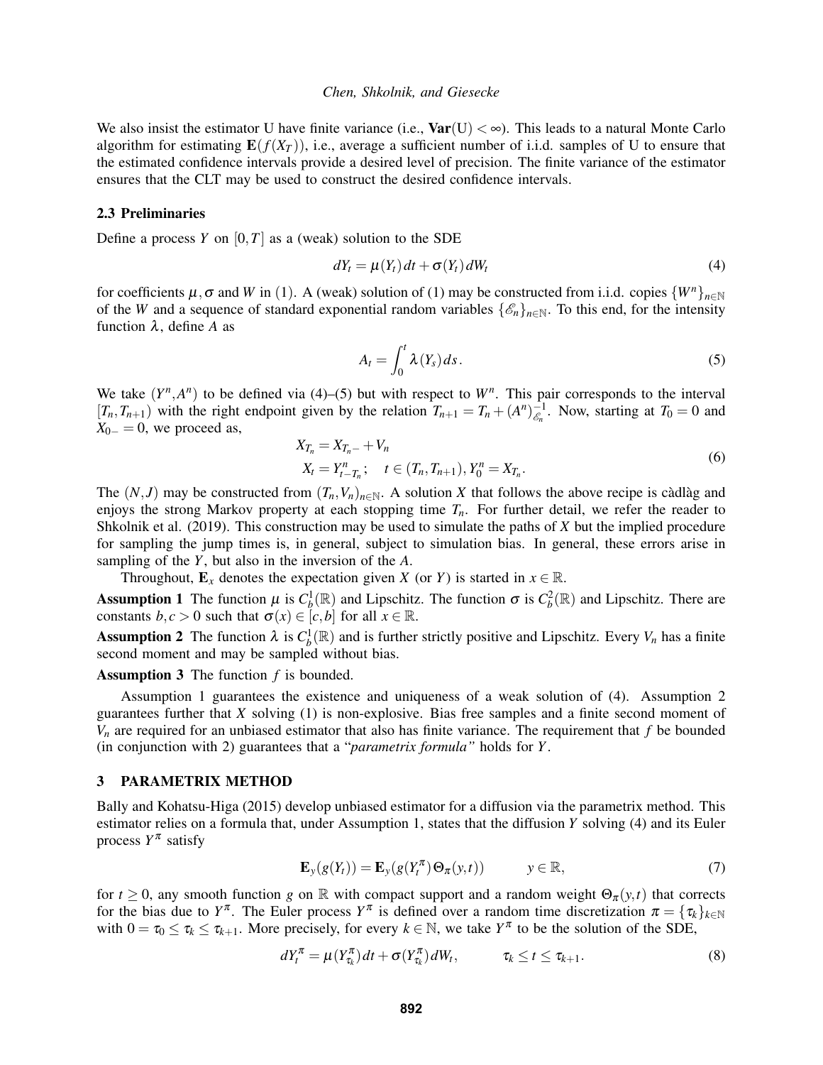We also insist the estimator U have finite variance (i.e., $\mathbf{Var}(\mathrm{U}) < \infty$). This leads to a natural Monte Carlo algorithm for estimating $\mathbf{E}(f(X_T))$, i.e., average a sufficient number of i.i.d. samples of U to ensure that the estimated confidence intervals provide a desired level of precision. The finite variance of the estimator ensures that the CLT may be used to construct the desired confidence intervals.

### 2.3 Preliminaries

Define a process $Y$ on $[0,T]$ as a (weak) solution to the SDE

$$dY_t = \mu(Y_t)\,dt + \sigma(Y_t)\,dW_t \tag{4}$$

for coefficients $\mu, \sigma$ and $W$ in (1). A (weak) solution of (1) may be constructed from i.i.d. copies $\{W^n\}_{n\in\mathbb{N}}$ of the $W$ and a sequence of standard exponential random variables $\{\mathscr{E}_n\}_{n\in\mathbb{N}}$. To this end, for the intensity function $\lambda$, define $A$ as

$$A_t = \int_0^t \lambda(Y_s)\,ds. \tag{5}$$

We take $(Y^n, A^n)$ to be defined via (4)–(5) but with respect to $W^n$. This pair corresponds to the interval $[T_n, T_{n+1})$ with the right endpoint given by the relation $T_{n+1} = T_n + (A^n)^{-1}_{\mathscr{E}_n}$. Now, starting at $T_0 = 0$ and $X_{0-} = 0$, we proceed as,

$$\begin{aligned} X_{T_n} &= X_{T_n-} + V_n \\ X_t &= Y^n_{t-T_n}; \quad t \in (T_n, T_{n+1}), Y^n_0 = X_{T_n}. \end{aligned} \tag{6}$$

The $(N,J)$ may be constructed from $(T_n, V_n)_{n\in\mathbb{N}}$. A solution $X$ that follows the above recipe is càdlàg and enjoys the strong Markov property at each stopping time $T_n$. For further detail, we refer the reader to Shkolnik et al. (2019). This construction may be used to simulate the paths of $X$ but the implied procedure for sampling the jump times is, in general, subject to simulation bias. In general, these errors arise in sampling of the $Y$, but also in the inversion of the $A$.

Throughout, $\mathbf{E}_x$ denotes the expectation given $X$ (or $Y$) is started in $x \in \mathbb{R}$.

**Assumption 1** The function $\mu$ is $C_b^1(\mathbb{R})$ and Lipschitz. The function $\sigma$ is $C_b^2(\mathbb{R})$ and Lipschitz. There are constants $b, c > 0$ such that $\sigma(x) \in [c, b]$ for all $x \in \mathbb{R}$.

**Assumption 2** The function $\lambda$ is $C_b^1(\mathbb{R})$ and is further strictly positive and Lipschitz. Every $V_n$ has a finite second moment and may be sampled without bias.

**Assumption 3** The function $f$ is bounded.

Assumption 1 guarantees the existence and uniqueness of a weak solution of (4). Assumption 2 guarantees further that $X$ solving (1) is non-explosive. Bias free samples and a finite second moment of $V_n$ are required for an unbiased estimator that also has finite variance. The requirement that $f$ be bounded (in conjunction with 2) guarantees that a "*parametrix formula"* holds for $Y$.

## 3 PARAMETRIX METHOD

Bally and Kohatsu-Higa (2015) develop unbiased estimator for a diffusion via the parametrix method. This estimator relies on a formula that, under Assumption 1, states that the diffusion $Y$ solving (4) and its Euler process $Y^\pi$ satisfy

$$\mathbf{E}_y(g(Y_t)) = \mathbf{E}_y(g(Y_t^\pi)\Theta_\pi(y,t)) \qquad y \in \mathbb{R}, \tag{7}$$

for $t \geq 0$, any smooth function $g$ on $\mathbb{R}$ with compact support and a random weight $\Theta_\pi(y,t)$ that corrects for the bias due to $Y^\pi$. The Euler process $Y^\pi$ is defined over a random time discretization $\pi = \{\tau_k\}_{k\in\mathbb{N}}$ with $0 = \tau_0 \leq \tau_k \leq \tau_{k+1}$. More precisely, for every $k \in \mathbb{N}$, we take $Y^\pi$ to be the solution of the SDE,

$$dY_t^\pi = \mu(Y_{\tau_k}^\pi)\,dt + \sigma(Y_{\tau_k}^\pi)\,dW_t, \qquad \tau_k \leq t \leq \tau_{k+1}. \tag{8}$$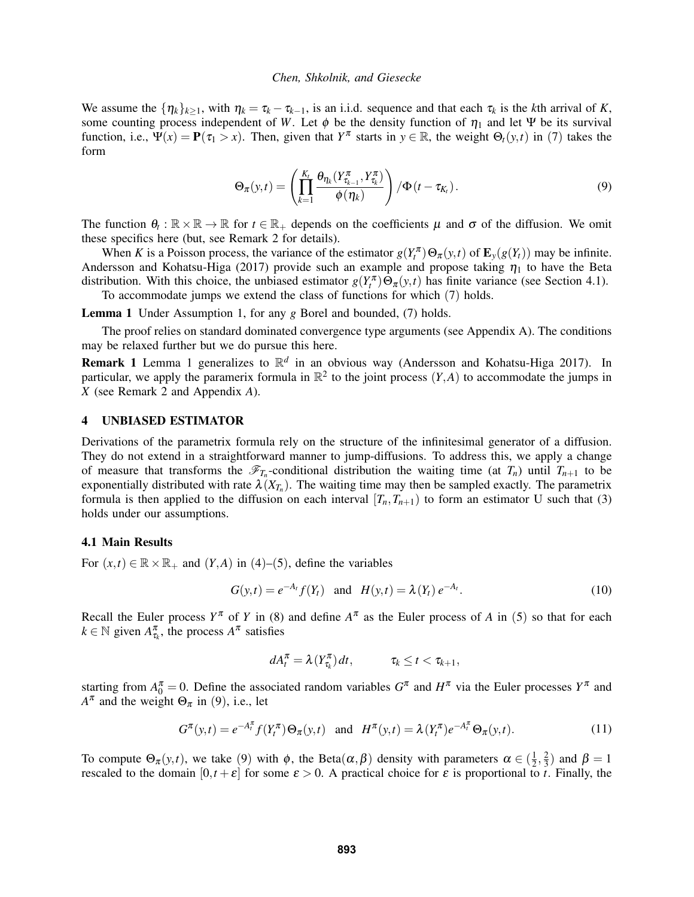We assume the $\{\eta_k\}_{k\geq 1}$, with $\eta_k = \tau_k - \tau_{k-1}$, is an i.i.d. sequence and that each $\tau_k$ is the $k$th arrival of $K$, some counting process independent of $W$. Let $\phi$ be the density function of $\eta_1$ and let $\Psi$ be its survival function, i.e., $\Psi(x) = \mathbf{P}(\tau_1 > x)$. Then, given that $Y^\pi$ starts in $y \in \mathbb{R}$, the weight $\Theta_t(y,t)$ in (7) takes the form

$$\Theta_\pi(y,t) = \left( \prod_{k=1}^{K_t} \frac{\theta_{\eta_k}(Y^\pi_{\tau_{k-1}}, Y^\pi_{\tau_k})}{\phi(\eta_k)} \right) / \Phi(t - \tau_{K_t}). \tag{9}$$

The function $\theta_t : \mathbb{R} \times \mathbb{R} \to \mathbb{R}$ for $t \in \mathbb{R}_+$ depends on the coefficients $\mu$ and $\sigma$ of the diffusion. We omit these specifics here (but, see Remark 2 for details).

When $K$ is a Poisson process, the variance of the estimator $g(Y^\pi_t)\Theta_\pi(y,t)$ of $\mathbf{E}_y(g(Y_t))$ may be infinite. Andersson and Kohatsu-Higa (2017) provide such an example and propose taking $\eta_1$ to have the Beta distribution. With this choice, the unbiased estimator $g(Y^\pi_t)\Theta_\pi(y,t)$ has finite variance (see Section 4.1).

To accommodate jumps we extend the class of functions for which (7) holds.

**Lemma 1** Under Assumption 1, for any $g$ Borel and bounded, (7) holds.

The proof relies on standard dominated convergence type arguments (see Appendix A). The conditions may be relaxed further but we do pursue this here.

**Remark 1** Lemma 1 generalizes to $\mathbb{R}^d$ in an obvious way (Andersson and Kohatsu-Higa 2017). In particular, we apply the paramerix formula in $\mathbb{R}^2$ to the joint process $(Y,A)$ to accommodate the jumps in $X$ (see Remark 2 and Appendix $A$).

## 4 UNBIASED ESTIMATOR

Derivations of the parametrix formula rely on the structure of the infinitesimal generator of a diffusion. They do not extend in a straightforward manner to jump-diffusions. To address this, we apply a change of measure that transforms the $\mathscr{F}_{T_n}$-conditional distribution the waiting time (at $T_n$) until $T_{n+1}$ to be exponentially distributed with rate $\lambda(X_{T_n})$. The waiting time may then be sampled exactly. The parametrix formula is then applied to the diffusion on each interval $[T_n, T_{n+1})$ to form an estimator U such that (3) holds under our assumptions.

### 4.1 Main Results

For $(x,t) \in \mathbb{R} \times \mathbb{R}_+$ and $(Y,A)$ in (4)–(5), define the variables

$$G(y,t) = e^{-A_t} f(Y_t) \quad \text{and} \quad H(y,t) = \lambda(Y_t)\, e^{-A_t}. \tag{10}$$

Recall the Euler process $Y^\pi$ of $Y$ in (8) and define $A^\pi$ as the Euler process of $A$ in (5) so that for each $k \in \mathbb{N}$ given $A^\pi_{\tau_k}$, the process $A^\pi$ satisfies

$$dA^\pi_t = \lambda(Y^\pi_{\tau_k})\, dt, \qquad \tau_k \leq t < \tau_{k+1},$$

starting from $A^\pi_0 = 0$. Define the associated random variables $G^\pi$ and $H^\pi$ via the Euler processes $Y^\pi$ and $A^\pi$ and the weight $\Theta_\pi$ in (9), i.e., let

$$G^\pi(y,t) = e^{-A^\pi_t} f(Y^\pi_t)\Theta_\pi(y,t) \quad \text{and} \quad H^\pi(y,t) = \lambda(Y^\pi_t) e^{-A^\pi_t}\Theta_\pi(y,t). \tag{11}$$

To compute $\Theta_\pi(y,t)$, we take (9) with $\phi$, the Beta$(\alpha, \beta)$ density with parameters $\alpha \in (\frac{1}{2}, \frac{2}{3})$ and $\beta = 1$ rescaled to the domain $[0, t+\varepsilon]$ for some $\varepsilon > 0$. A practical choice for $\varepsilon$ is proportional to $t$. Finally, the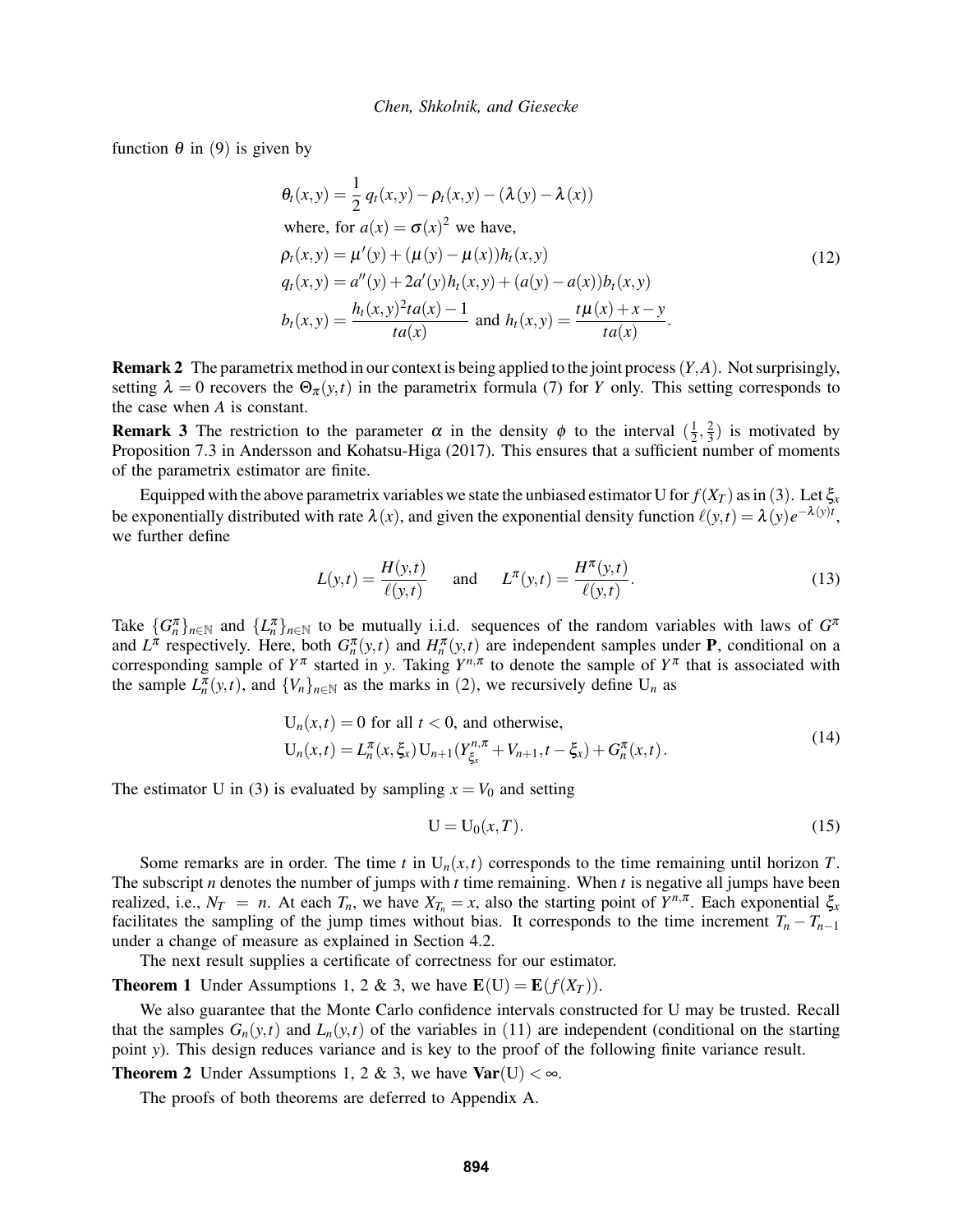function $\theta$ in (9) is given by

$$
\begin{aligned}
&\theta_t(x,y) = \frac{1}{2}\, q_t(x,y) - \rho_t(x,y) - (\lambda(y) - \lambda(x)) \\
&\text{ where, for } a(x) = \sigma(x)^2 \text{ we have,} \\
&\rho_t(x,y) = \mu'(y) + (\mu(y) - \mu(x)) h_t(x,y) \\
&q_t(x,y) = a''(y) + 2a'(y) h_t(x,y) + (a(y) - a(x)) b_t(x,y) \\
&b_t(x,y) = \frac{h_t(x,y)^2 t a(x) - 1}{t a(x)} \text{ and } h_t(x,y) = \frac{t\mu(x) + x - y}{t a(x)}.
\end{aligned} \tag{12}
$$

**Remark 2** The parametrix method in our context is being applied to the joint process $(Y,A)$. Not surprisingly, setting $\lambda = 0$ recovers the $\Theta_\pi(y,t)$ in the parametrix formula (7) for $Y$ only. This setting corresponds to the case when $A$ is constant.

**Remark 3** The restriction to the parameter $\alpha$ in the density $\phi$ to the interval $(\frac{1}{2}, \frac{2}{3})$ is motivated by Proposition 7.3 in Andersson and Kohatsu-Higa (2017). This ensures that a sufficient number of moments of the parametrix estimator are finite.

Equipped with the above parametrix variables we state the unbiased estimator U for $f(X_T)$ as in (3). Let $\xi_x$ be exponentially distributed with rate $\lambda(x)$, and given the exponential density function $\ell(y,t) = \lambda(y) e^{-\lambda(y)t}$, we further define

$$
L(y,t) = \frac{H(y,t)}{\ell(y,t)} \qquad \text{and} \qquad L^\pi(y,t) = \frac{H^\pi(y,t)}{\ell(y,t)}. \tag{13}
$$

Take $\{G_n^\pi\}_{n\in\mathbb{N}}$ and $\{L_n^\pi\}_{n\in\mathbb{N}}$ to be mutually i.i.d. sequences of the random variables with laws of $G^\pi$ and $L^\pi$ respectively. Here, both $G_n^\pi(y,t)$ and $H_n^\pi(y,t)$ are independent samples under $\mathbf{P}$, conditional on a corresponding sample of $Y^\pi$ started in $y$. Taking $Y^{n,\pi}$ to denote the sample of $Y^\pi$ that is associated with the sample $L_n^\pi(y,t)$, and $\{V_n\}_{n\in\mathbb{N}}$ as the marks in (2), we recursively define $\mathrm{U}_n$ as

$$
\begin{aligned}
&\mathrm{U}_n(x,t) = 0 \text{ for all } t < 0, \text{ and otherwise,} \\
&\mathrm{U}_n(x,t) = L_n^\pi(x,\xi_x)\, \mathrm{U}_{n+1}(Y^{n,\pi}_{\xi_x} + V_{n+1}, t - \xi_x) + G_n^\pi(x,t).
\end{aligned} \tag{14}
$$

The estimator U in (3) is evaluated by sampling $x = V_0$ and setting

$$
\mathrm{U} = \mathrm{U}_0(x,T). \tag{15}
$$

Some remarks are in order. The time $t$ in $\mathrm{U}_n(x,t)$ corresponds to the time remaining until horizon $T$. The subscript $n$ denotes the number of jumps with $t$ time remaining. When $t$ is negative all jumps have been realized, i.e., $N_T = n$. At each $T_n$, we have $X_{T_n} = x$, also the starting point of $Y^{n,\pi}$. Each exponential $\xi_x$ facilitates the sampling of the jump times without bias. It corresponds to the time increment $T_n - T_{n-1}$ under a change of measure as explained in Section 4.2.

The next result supplies a certificate of correctness for our estimator.

**Theorem 1** Under Assumptions 1, 2 & 3, we have $\mathbf{E}(\mathrm{U}) = \mathbf{E}(f(X_T))$.

We also guarantee that the Monte Carlo confidence intervals constructed for U may be trusted. Recall that the samples $G_n(y,t)$ and $L_n(y,t)$ of the variables in (11) are independent (conditional on the starting point $y$). This design reduces variance and is key to the proof of the following finite variance result.

**Theorem 2** Under Assumptions 1, 2 & 3, we have $\mathbf{Var}(\mathrm{U}) < \infty$.

The proofs of both theorems are deferred to Appendix A.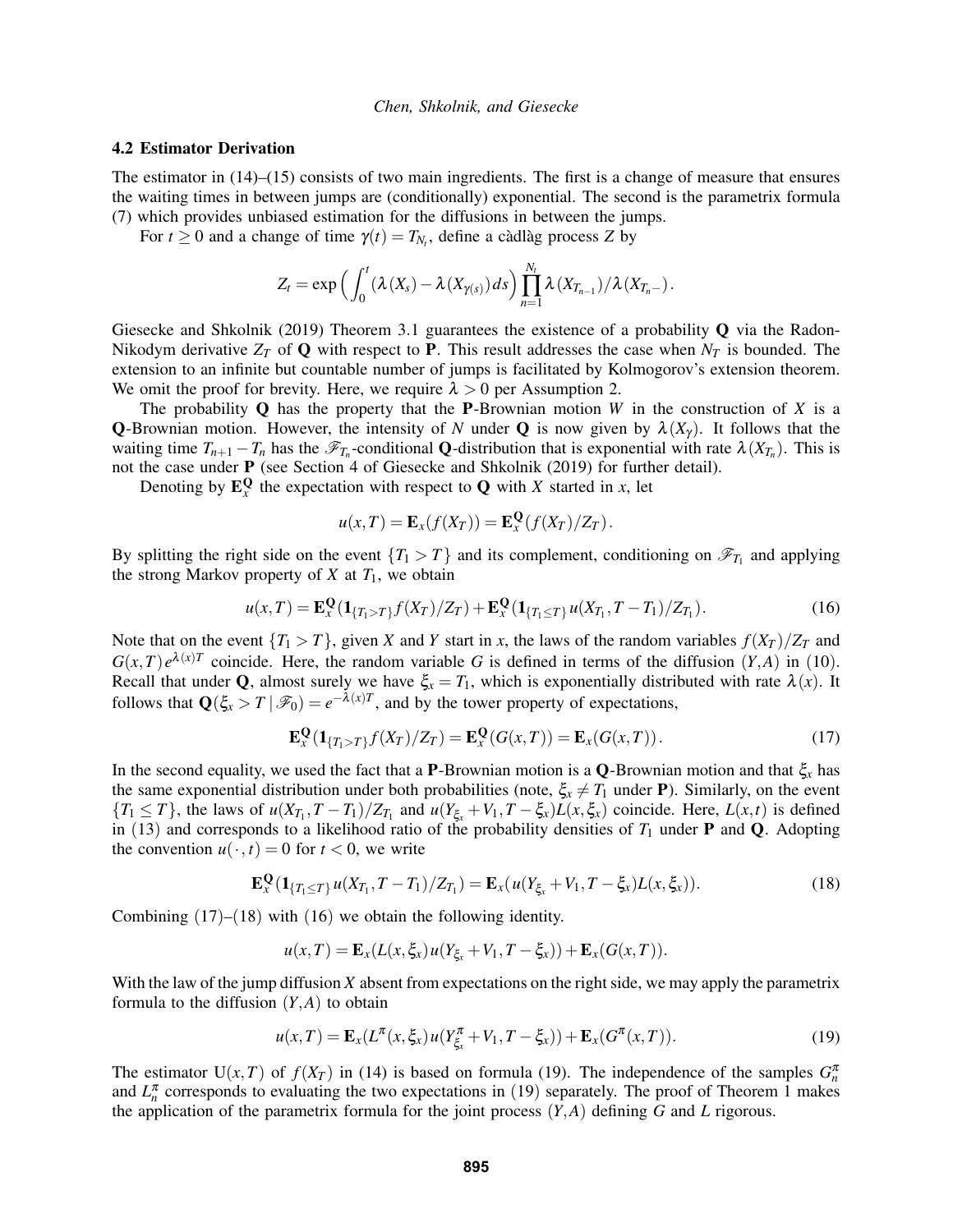### 4.2 Estimator Derivation

The estimator in (14)–(15) consists of two main ingredients. The first is a change of measure that ensures the waiting times in between jumps are (conditionally) exponential. The second is the parametrix formula (7) which provides unbiased estimation for the diffusions in between the jumps.

For $t \geq 0$ and a change of time $\gamma(t) = T_{N_t}$, define a càdlàg process $Z$ by

$$Z_t = \exp\Big(\int_0^t (\lambda(X_s) - \lambda(X_{\gamma(s)})\, ds\Big) \prod_{n=1}^{N_t} \lambda(X_{T_{n-1}})/\lambda(X_{T_n-}).$$

Giesecke and Shkolnik (2019) Theorem 3.1 guarantees the existence of a probability $\mathbf{Q}$ via the Radon-Nikodym derivative $Z_T$ of $\mathbf{Q}$ with respect to $\mathbf{P}$. This result addresses the case when $N_T$ is bounded. The extension to an infinite but countable number of jumps is facilitated by Kolmogorov's extension theorem. We omit the proof for brevity. Here, we require $\lambda > 0$ per Assumption 2.

The probability $\mathbf{Q}$ has the property that the $\mathbf{P}$-Brownian motion $W$ in the construction of $X$ is a $\mathbf{Q}$-Brownian motion. However, the intensity of $N$ under $\mathbf{Q}$ is now given by $\lambda(X_\gamma)$. It follows that the waiting time $T_{n+1} - T_n$ has the $\mathscr{F}_{T_n}$-conditional $\mathbf{Q}$-distribution that is exponential with rate $\lambda(X_{T_n})$. This is not the case under $\mathbf{P}$ (see Section 4 of Giesecke and Shkolnik (2019) for further detail).

Denoting by $\mathbf{E}_x^{\mathbf{Q}}$ the expectation with respect to $\mathbf{Q}$ with $X$ started in $x$, let

$$u(x,T) = \mathbf{E}_x(f(X_T)) = \mathbf{E}_x^{\mathbf{Q}}(f(X_T)/Z_T).$$

By splitting the right side on the event $\{T_1 > T\}$ and its complement, conditioning on $\mathscr{F}_{T_1}$ and applying the strong Markov property of $X$ at $T_1$, we obtain

$$u(x,T) = \mathbf{E}_x^{\mathbf{Q}}(\mathbf{1}_{\{T_1 > T\}} f(X_T)/Z_T) + \mathbf{E}_x^{\mathbf{Q}}(\mathbf{1}_{\{T_1 \leq T\}} u(X_{T_1}, T - T_1)/Z_{T_1}). \tag{16}$$

Note that on the event $\{T_1 > T\}$, given $X$ and $Y$ start in $x$, the laws of the random variables $f(X_T)/Z_T$ and $G(x,T)e^{\lambda(x)T}$ coincide. Here, the random variable $G$ is defined in terms of the diffusion $(Y,A)$ in (10). Recall that under $\mathbf{Q}$, almost surely we have $\xi_x = T_1$, which is exponentially distributed with rate $\lambda(x)$. It follows that $\mathbf{Q}(\xi_x > T \mid \mathscr{F}_0) = e^{-\lambda(x)T}$, and by the tower property of expectations,

$$\mathbf{E}_x^{\mathbf{Q}}(\mathbf{1}_{\{T_1 > T\}} f(X_T)/Z_T) = \mathbf{E}_x^{\mathbf{Q}}(G(x,T)) = \mathbf{E}_x(G(x,T)). \tag{17}$$

In the second equality, we used the fact that a $\mathbf{P}$-Brownian motion is a $\mathbf{Q}$-Brownian motion and that $\xi_x$ has the same exponential distribution under both probabilities (note, $\xi_x \neq T_1$ under $\mathbf{P}$). Similarly, on the event $\{T_1 \leq T\}$, the laws of $u(X_{T_1}, T - T_1)/Z_{T_1}$ and $u(Y_{\xi_x} + V_1, T - \xi_x)L(x, \xi_x)$ coincide. Here, $L(x,t)$ is defined in (13) and corresponds to a likelihood ratio of the probability densities of $T_1$ under $\mathbf{P}$ and $\mathbf{Q}$. Adopting the convention $u(\cdot, t) = 0$ for $t < 0$, we write

$$\mathbf{E}_x^{\mathbf{Q}}(\mathbf{1}_{\{T_1 \leq T\}} u(X_{T_1}, T - T_1)/Z_{T_1}) = \mathbf{E}_x(u(Y_{\xi_x} + V_1, T - \xi_x)L(x, \xi_x)). \tag{18}$$

Combining (17)–(18) with (16) we obtain the following identity.

$$u(x,T) = \mathbf{E}_x(L(x,\xi_x)u(Y_{\xi_x} + V_1, T - \xi_x)) + \mathbf{E}_x(G(x,T)).$$

With the law of the jump diffusion $X$ absent from expectations on the right side, we may apply the parametrix formula to the diffusion $(Y,A)$ to obtain

$$u(x,T) = \mathbf{E}_x(L^\pi(x,\xi_x)u(Y^\pi_{\xi_x} + V_1, T - \xi_x)) + \mathbf{E}_x(G^\pi(x,T)). \tag{19}$$

The estimator $\mathrm{U}(x,T)$ of $f(X_T)$ in (14) is based on formula (19). The independence of the samples $G^\pi_n$ and $L^\pi_n$ corresponds to evaluating the two expectations in (19) separately. The proof of Theorem 1 makes the application of the parametrix formula for the joint process $(Y,A)$ defining $G$ and $L$ rigorous.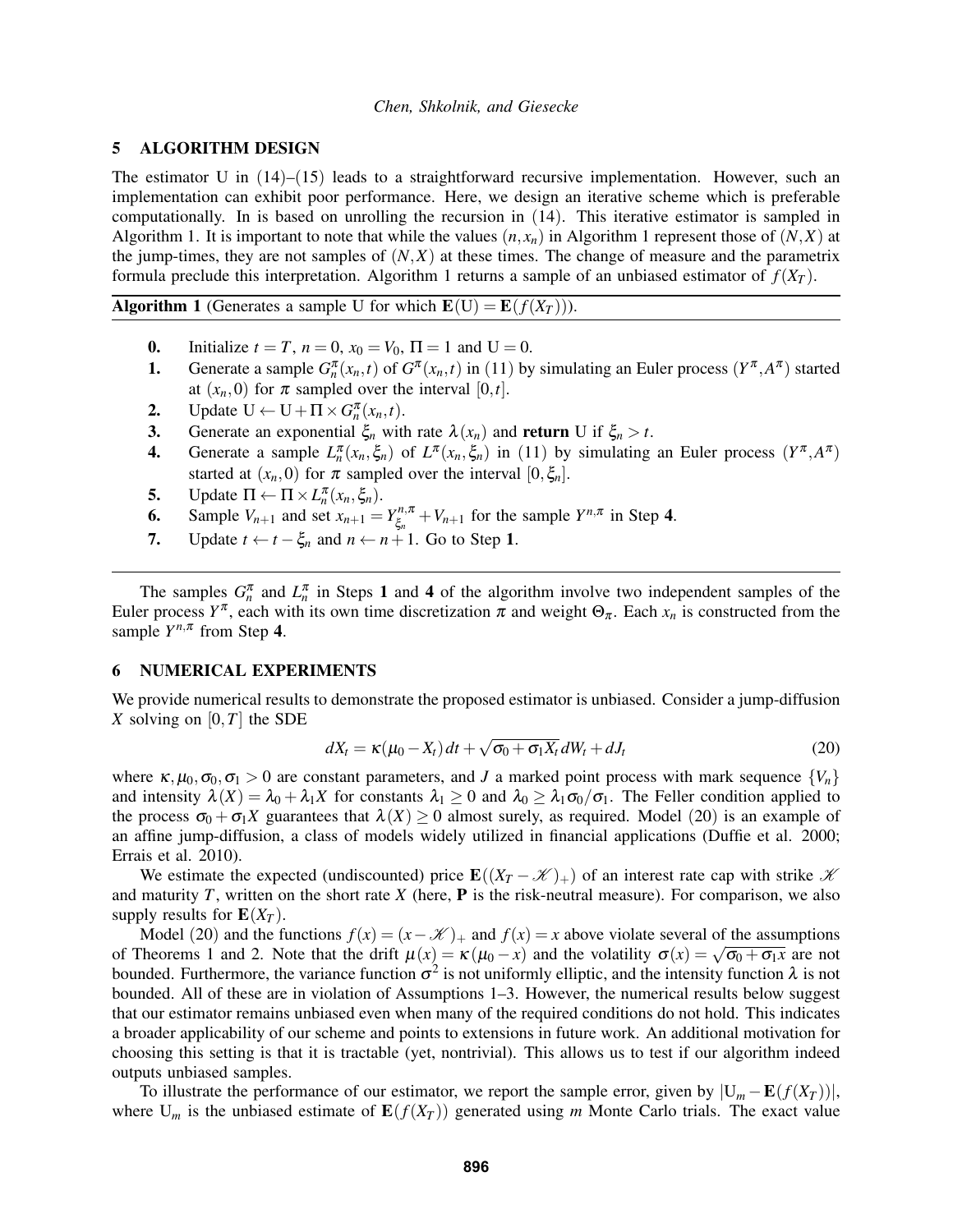## 5 ALGORITHM DESIGN

The estimator U in (14)–(15) leads to a straightforward recursive implementation. However, such an implementation can exhibit poor performance. Here, we design an iterative scheme which is preferable computationally. In is based on unrolling the recursion in (14). This iterative estimator is sampled in Algorithm 1. It is important to note that while the values $(n, x_n)$ in Algorithm 1 represent those of $(N, X)$ at the jump-times, they are not samples of $(N, X)$ at these times. The change of measure and the parametrix formula preclude this interpretation. Algorithm 1 returns a sample of an unbiased estimator of $f(X_T)$.

---

**Algorithm 1** (Generates a sample U for which $\mathbf{E}(\mathrm{U}) = \mathbf{E}(f(X_T))$).

---

**0.** Initialize $t = T$, $n = 0$, $x_0 = V_0$, $\Pi = 1$ and $\mathrm{U} = 0$.

**1.** Generate a sample $G_n^\pi(x_n, t)$ of $G^\pi(x_n, t)$ in (11) by simulating an Euler process $(Y^\pi, A^\pi)$ started at $(x_n, 0)$ for $\pi$ sampled over the interval $[0, t]$.

**2.** Update $\mathrm{U} \leftarrow \mathrm{U} + \Pi \times G_n^\pi(x_n, t)$.

**3.** Generate an exponential $\xi_n$ with rate $\lambda(x_n)$ and **return** U if $\xi_n > t$.

**4.** Generate a sample $L_n^\pi(x_n, \xi_n)$ of $L^\pi(x_n, \xi_n)$ in (11) by simulating an Euler process $(Y^\pi, A^\pi)$ started at $(x_n, 0)$ for $\pi$ sampled over the interval $[0, \xi_n]$.

**5.** Update $\Pi \leftarrow \Pi \times L_n^\pi(x_n, \xi_n)$.

**6.** Sample $V_{n+1}$ and set $x_{n+1} = Y_{\xi_n}^{n,\pi} + V_{n+1}$ for the sample $Y^{n,\pi}$ in Step **4**.

**7.** Update $t \leftarrow t - \xi_n$ and $n \leftarrow n + 1$. Go to Step **1**.

---

The samples $G_n^\pi$ and $L_n^\pi$ in Steps **1** and **4** of the algorithm involve two independent samples of the Euler process $Y^\pi$, each with its own time discretization $\pi$ and weight $\Theta_\pi$. Each $x_n$ is constructed from the sample $Y^{n,\pi}$ from Step **4**.

## 6 NUMERICAL EXPERIMENTS

We provide numerical results to demonstrate the proposed estimator is unbiased. Consider a jump-diffusion $X$ solving on $[0, T]$ the SDE

$$dX_t = \kappa(\mu_0 - X_t)\,dt + \sqrt{\sigma_0 + \sigma_1 X_t}\,dW_t + dJ_t \tag{20}$$

where $\kappa, \mu_0, \sigma_0, \sigma_1 > 0$ are constant parameters, and $J$ a marked point process with mark sequence $\{V_n\}$ and intensity $\lambda(X) = \lambda_0 + \lambda_1 X$ for constants $\lambda_1 \geq 0$ and $\lambda_0 \geq \lambda_1 \sigma_0 / \sigma_1$. The Feller condition applied to the process $\sigma_0 + \sigma_1 X$ guarantees that $\lambda(X) \geq 0$ almost surely, as required. Model (20) is an example of an affine jump-diffusion, a class of models widely utilized in financial applications (Duffie et al. 2000; Errais et al. 2010).

We estimate the expected (undiscounted) price $\mathbf{E}((X_T - \mathscr{K})_+)$ of an interest rate cap with strike $\mathscr{K}$ and maturity $T$, written on the short rate $X$ (here, $\mathbf{P}$ is the risk-neutral measure). For comparison, we also supply results for $\mathbf{E}(X_T)$.

Model (20) and the functions $f(x) = (x - \mathscr{K})_+$ and $f(x) = x$ above violate several of the assumptions of Theorems 1 and 2. Note that the drift $\mu(x) = \kappa(\mu_0 - x)$ and the volatility $\sigma(x) = \sqrt{\sigma_0 + \sigma_1 x}$ are not bounded. Furthermore, the variance function $\sigma^2$ is not uniformly elliptic, and the intensity function $\lambda$ is not bounded. All of these are in violation of Assumptions 1–3. However, the numerical results below suggest that our estimator remains unbiased even when many of the required conditions do not hold. This indicates a broader applicability of our scheme and points to extensions in future work. An additional motivation for choosing this setting is that it is tractable (yet, nontrivial). This allows us to test if our algorithm indeed outputs unbiased samples.

To illustrate the performance of our estimator, we report the sample error, given by $|\mathrm{U}_m - \mathbf{E}(f(X_T))|$, where $\mathrm{U}_m$ is the unbiased estimate of $\mathbf{E}(f(X_T))$ generated using $m$ Monte Carlo trials. The exact value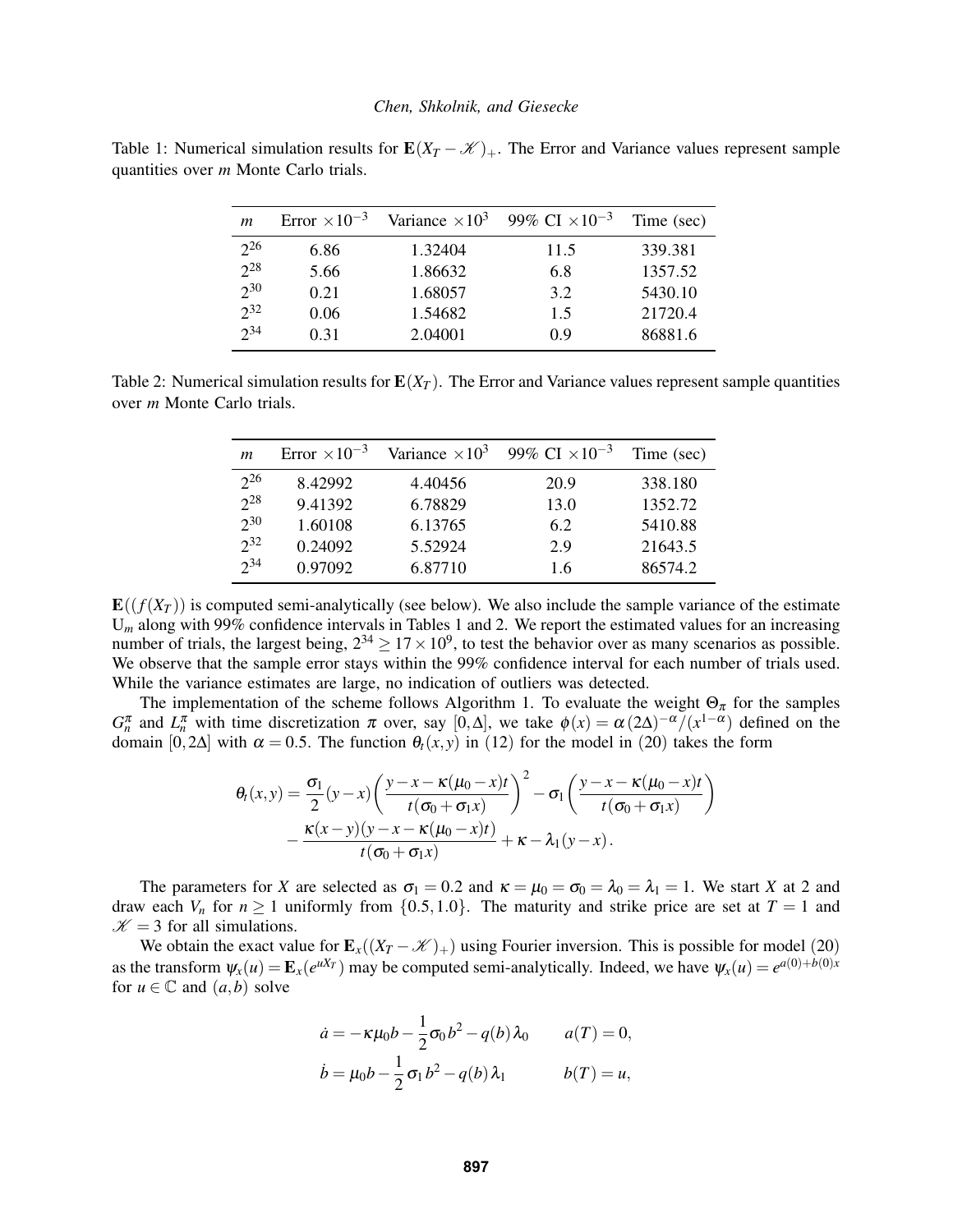Table 1: Numerical simulation results for $\mathbf{E}(X_T - \mathscr{K})_+$. The Error and Variance values represent sample quantities over $m$ Monte Carlo trials.

| $m$ | Error $\times 10^{-3}$ | Variance $\times 10^{3}$ | 99% CI $\times 10^{-3}$ | Time (sec) |
|---|---|---|---|---|
| $2^{26}$ | 6.86 | 1.32404 | 11.5 | 339.381 |
| $2^{28}$ | 5.66 | 1.86632 | 6.8 | 1357.52 |
| $2^{30}$ | 0.21 | 1.68057 | 3.2 | 5430.10 |
| $2^{32}$ | 0.06 | 1.54682 | 1.5 | 21720.4 |
| $2^{34}$ | 0.31 | 2.04001 | 0.9 | 86881.6 |

Table 2: Numerical simulation results for $\mathbf{E}(X_T)$. The Error and Variance values represent sample quantities over $m$ Monte Carlo trials.

| $m$ | Error $\times 10^{-3}$ | Variance $\times 10^{3}$ | 99% CI $\times 10^{-3}$ | Time (sec) |
|---|---|---|---|---|
| $2^{26}$ | 8.42992 | 4.40456 | 20.9 | 338.180 |
| $2^{28}$ | 9.41392 | 6.78829 | 13.0 | 1352.72 |
| $2^{30}$ | 1.60108 | 6.13765 | 6.2 | 5410.88 |
| $2^{32}$ | 0.24092 | 5.52924 | 2.9 | 21643.5 |
| $2^{34}$ | 0.97092 | 6.87710 | 1.6 | 86574.2 |

$\mathbf{E}((f(X_T))$ is computed semi-analytically (see below). We also include the sample variance of the estimate $\mathrm{U}_m$ along with 99% confidence intervals in Tables 1 and 2. We report the estimated values for an increasing number of trials, the largest being, $2^{34} \geq 17 \times 10^9$, to test the behavior over as many scenarios as possible. We observe that the sample error stays within the 99% confidence interval for each number of trials used. While the variance estimates are large, no indication of outliers was detected.

The implementation of the scheme follows Algorithm 1. To evaluate the weight $\Theta_\pi$ for the samples $G^\pi_n$ and $L^\pi_n$ with time discretization $\pi$ over, say $[0,\Delta]$, we take $\phi(x) = \alpha(2\Delta)^{-\alpha}/(x^{1-\alpha})$ defined on the domain $[0,2\Delta]$ with $\alpha = 0.5$. The function $\theta_t(x,y)$ in (12) for the model in (20) takes the form

$$\theta_t(x,y) = \frac{\sigma_1}{2}(y-x)\left(\frac{y-x-\kappa(\mu_0-x)t}{t(\sigma_0+\sigma_1 x)}\right)^2 - \sigma_1\left(\frac{y-x-\kappa(\mu_0-x)t}{t(\sigma_0+\sigma_1 x)}\right) - \frac{\kappa(x-y)(y-x-\kappa(\mu_0-x)t)}{t(\sigma_0+\sigma_1 x)} + \kappa - \lambda_1(y-x).$$

The parameters for $X$ are selected as $\sigma_1 = 0.2$ and $\kappa = \mu_0 = \sigma_0 = \lambda_0 = \lambda_1 = 1$. We start $X$ at 2 and draw each $V_n$ for $n \geq 1$ uniformly from $\{0.5, 1.0\}$. The maturity and strike price are set at $T = 1$ and $\mathscr{K} = 3$ for all simulations.

We obtain the exact value for $\mathbf{E}_x((X_T - \mathscr{K})_+)$ using Fourier inversion. This is possible for model (20) as the transform $\psi_x(u) = \mathbf{E}_x(e^{uX_T})$ may be computed semi-analytically. Indeed, we have $\psi_x(u) = e^{a(0)+b(0)x}$ for $u \in \mathbb{C}$ and $(a,b)$ solve

$$\dot{a} = -\kappa\mu_0 b - \frac{1}{2}\sigma_0 b^2 - q(b)\lambda_0 \qquad a(T) = 0,$$
$$\dot{b} = \mu_0 b - \frac{1}{2}\sigma_1 b^2 - q(b)\lambda_1 \qquad b(T) = u,$$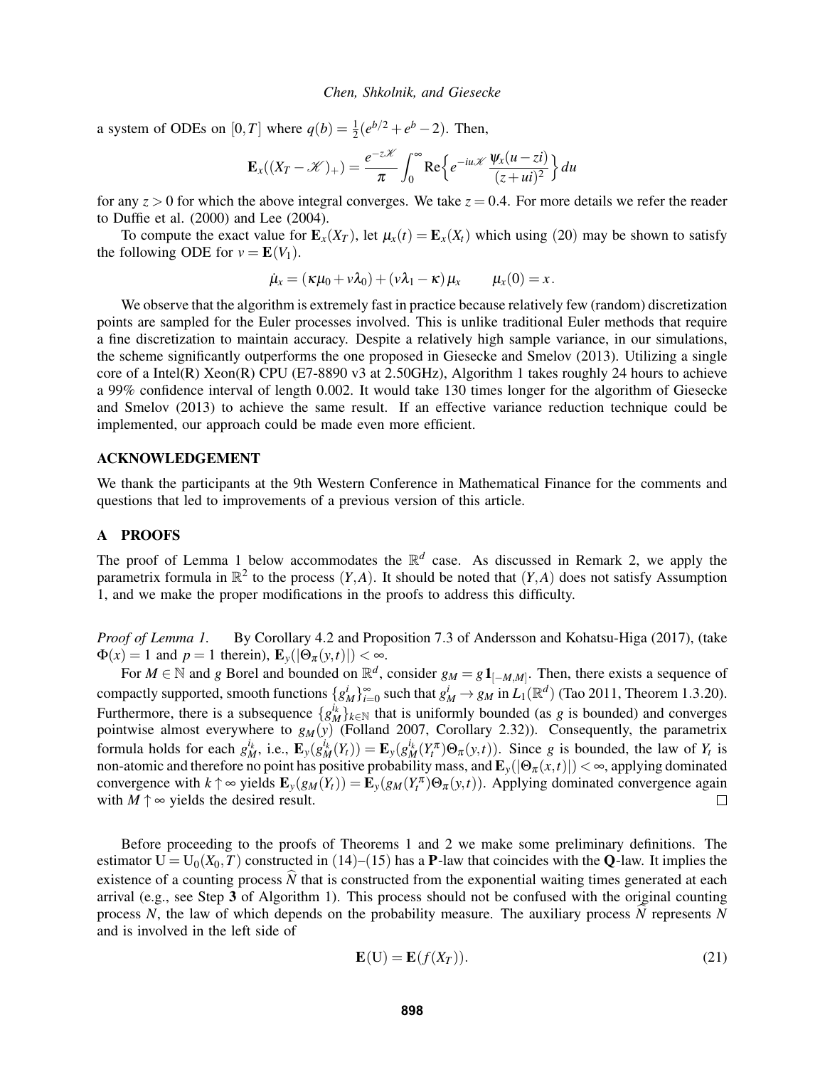a system of ODEs on $[0,T]$ where $q(b) = \frac{1}{2}(e^{b/2} + e^b - 2)$. Then,

$$\mathbf{E}_x((X_T - \mathscr{K})_+) = \frac{e^{-z\mathscr{K}}}{\pi} \int_0^\infty \mathrm{Re}\Big\{ e^{-iu\mathscr{K}} \frac{\psi_x(u - zi)}{(z+ui)^2} \Big\} du$$

for any $z > 0$ for which the above integral converges. We take $z = 0.4$. For more details we refer the reader to Duffie et al. (2000) and Lee (2004).

To compute the exact value for $\mathbf{E}_x(X_T)$, let $\mu_x(t) = \mathbf{E}_x(X_t)$ which using (20) may be shown to satisfy the following ODE for $v = \mathbf{E}(V_1)$.

$$\dot{\mu}_x = (\kappa\mu_0 + v\lambda_0) + (v\lambda_1 - \kappa)\mu_x \qquad \mu_x(0) = x.$$

We observe that the algorithm is extremely fast in practice because relatively few (random) discretization points are sampled for the Euler processes involved. This is unlike traditional Euler methods that require a fine discretization to maintain accuracy. Despite a relatively high sample variance, in our simulations, the scheme significantly outperforms the one proposed in Giesecke and Smelov (2013). Utilizing a single core of a Intel(R) Xeon(R) CPU (E7-8890 v3 at 2.50GHz), Algorithm 1 takes roughly 24 hours to achieve a 99% confidence interval of length 0.002. It would take 130 times longer for the algorithm of Giesecke and Smelov (2013) to achieve the same result. If an effective variance reduction technique could be implemented, our approach could be made even more efficient.

## ACKNOWLEDGEMENT

We thank the participants at the 9th Western Conference in Mathematical Finance for the comments and questions that led to improvements of a previous version of this article.

## A PROOFS

The proof of Lemma 1 below accommodates the $\mathbb{R}^d$ case. As discussed in Remark 2, we apply the parametrix formula in $\mathbb{R}^2$ to the process $(Y,A)$. It should be noted that $(Y,A)$ does not satisfy Assumption 1, and we make the proper modifications in the proofs to address this difficulty.

*Proof of Lemma 1.* By Corollary 4.2 and Proposition 7.3 of Andersson and Kohatsu-Higa (2017), (take $\Phi(x) = 1$ and $p = 1$ therein), $\mathbf{E}_y(|\Theta_\pi(y,t)|) < \infty$.

For $M \in \mathbb{N}$ and $g$ Borel and bounded on $\mathbb{R}^d$, consider $g_M = g\,\mathbf{1}_{[-M,M]}$. Then, there exists a sequence of compactly supported, smooth functions $\{g_M^i\}_{i=0}^\infty$ such that $g_M^i \to g_M$ in $L_1(\mathbb{R}^d)$ (Tao 2011, Theorem 1.3.20). Furthermore, there is a subsequence $\{g_M^{i_k}\}_{k\in\mathbb{N}}$ that is uniformly bounded (as $g$ is bounded) and converges pointwise almost everywhere to $g_M(y)$ (Folland 2007, Corollary 2.32)). Consequently, the parametrix formula holds for each $g_M^{i_k}$, i.e., $\mathbf{E}_y(g_M^{i_k}(Y_t)) = \mathbf{E}_y(g_M^{i_k}(Y_t^\pi)\Theta_\pi(y,t))$. Since $g$ is bounded, the law of $Y_t$ is non-atomic and therefore no point has positive probability mass, and $\mathbf{E}_y(|\Theta_\pi(x,t)|) < \infty$, applying dominated convergence with $k \uparrow \infty$ yields $\mathbf{E}_y(g_M(Y_t)) = \mathbf{E}_y(g_M(Y_t^\pi)\Theta_\pi(y,t))$. Applying dominated convergence again with $M \uparrow \infty$ yields the desired result. $\square$

Before proceeding to the proofs of Theorems 1 and 2 we make some preliminary definitions. The estimator $\mathrm{U} = \mathrm{U}_0(X_0, T)$ constructed in (14)–(15) has a $\mathbf{P}$-law that coincides with the $\mathbf{Q}$-law. It implies the existence of a counting process $\widehat{N}$ that is constructed from the exponential waiting times generated at each arrival (e.g., see Step **3** of Algorithm 1). This process should not be confused with the original counting process $N$, the law of which depends on the probability measure. The auxiliary process $\widehat{N}$ represents $N$ and is involved in the left side of

$$\mathbf{E}(\mathrm{U}) = \mathbf{E}(f(X_T)). \tag{21}$$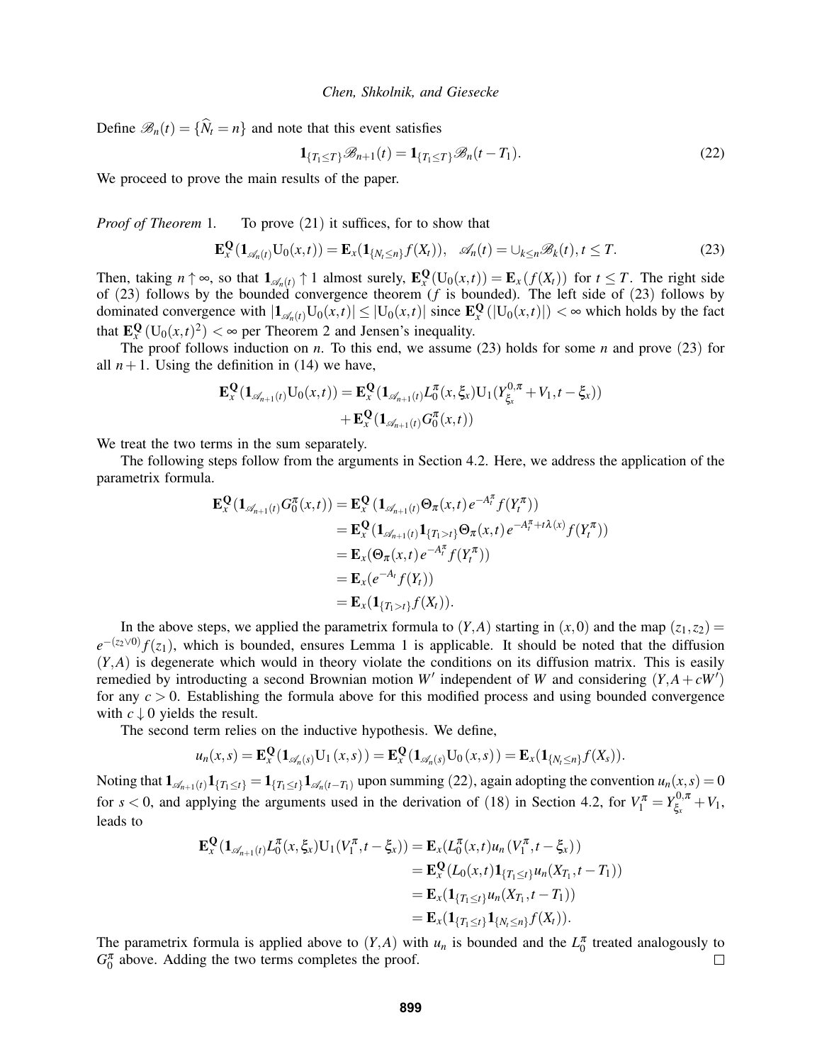Define $\mathscr{B}_n(t) = \{\widehat{N}_t = n\}$ and note that this event satisfies

$$\mathbf{1}_{\{T_1 \le T\}}\mathscr{B}_{n+1}(t) = \mathbf{1}_{\{T_1 \le T\}}\mathscr{B}_n(t - T_1). \tag{22}$$

We proceed to prove the main results of the paper.

*Proof of Theorem* 1. To prove (21) it suffices, for to show that

$$\mathbf{E}_x^{\mathbf{Q}}(\mathbf{1}_{\mathscr{A}_n(t)}\mathrm{U}_0(x,t)) = \mathbf{E}_x(\mathbf{1}_{\{N_t \le n\}} f(X_t)), \quad \mathscr{A}_n(t) = \cup_{k \le n}\mathscr{B}_k(t), t \le T. \tag{23}$$

Then, taking $n \uparrow \infty$, so that $\mathbf{1}_{\mathscr{A}_n(t)} \uparrow 1$ almost surely, $\mathbf{E}_x^{\mathbf{Q}}(\mathrm{U}_0(x,t)) = \mathbf{E}_x(f(X_t))$ for $t \le T$. The right side of (23) follows by the bounded convergence theorem ($f$ is bounded). The left side of (23) follows by dominated convergence with $|\mathbf{1}_{\mathscr{A}_n(t)}\mathrm{U}_0(x,t)| \le |\mathrm{U}_0(x,t)|$ since $\mathbf{E}_x^{\mathbf{Q}}(|\mathrm{U}_0(x,t)|) < \infty$ which holds by the fact that $\mathbf{E}_x^{\mathbf{Q}}(\mathrm{U}_0(x,t)^2) < \infty$ per Theorem 2 and Jensen's inequality.

The proof follows induction on $n$. To this end, we assume (23) holds for some $n$ and prove (23) for all $n+1$. Using the definition in (14) we have,

$$\begin{aligned}
\mathbf{E}_x^{\mathbf{Q}}(\mathbf{1}_{\mathscr{A}_{n+1}(t)}\mathrm{U}_0(x,t)) = &\mathbf{E}_x^{\mathbf{Q}}(\mathbf{1}_{\mathscr{A}_{n+1}(t)}L_0^{\pi}(x,\xi_x)\mathrm{U}_1(Y_{\xi_x}^{0,\pi} + V_1, t - \xi_x)) \\
&+ \mathbf{E}_x^{\mathbf{Q}}(\mathbf{1}_{\mathscr{A}_{n+1}(t)}G_0^{\pi}(x,t))
\end{aligned}$$

We treat the two terms in the sum separately.

The following steps follow from the arguments in Section 4.2. Here, we address the application of the parametrix formula.

$$\begin{aligned}
\mathbf{E}_x^{\mathbf{Q}}(\mathbf{1}_{\mathscr{A}_{n+1}(t)}G_0^{\pi}(x,t)) &= \mathbf{E}_x^{\mathbf{Q}}(\mathbf{1}_{\mathscr{A}_{n+1}(t)}\Theta_{\pi}(x,t)\, e^{-A_t^{\pi}} f(Y_t^{\pi})) \\
&= \mathbf{E}_x^{\mathbf{Q}}(\mathbf{1}_{\mathscr{A}_{n+1}(t)}\mathbf{1}_{\{T_1 > t\}}\Theta_{\pi}(x,t)\, e^{-A_t^{\pi} + t\lambda(x)} f(Y_t^{\pi})) \\
&= \mathbf{E}_x(\Theta_{\pi}(x,t)\, e^{-A_t^{\pi}} f(Y_t^{\pi})) \\
&= \mathbf{E}_x(e^{-A_t} f(Y_t)) \\
&= \mathbf{E}_x(\mathbf{1}_{\{T_1 > t\}} f(X_t)).
\end{aligned}$$

In the above steps, we applied the parametrix formula to $(Y,A)$ starting in $(x,0)$ and the map $(z_1,z_2) = e^{-(z_2 \vee 0)} f(z_1)$, which is bounded, ensures Lemma 1 is applicable. It should be noted that the diffusion $(Y,A)$ is degenerate which would in theory violate the conditions on its diffusion matrix. This is easily remedied by introducing a second Brownian motion $W'$ independent of $W$ and considering $(Y, A + cW')$ for any $c > 0$. Establishing the formula above for this modified process and using bounded convergence with $c \downarrow 0$ yields the result.

The second term relies on the inductive hypothesis. We define,

$$u_n(x,s) = \mathbf{E}_x^{\mathbf{Q}}(\mathbf{1}_{\mathscr{A}_n(s)}\mathrm{U}_1(x,s)) = \mathbf{E}_x^{\mathbf{Q}}(\mathbf{1}_{\mathscr{A}_n(s)}\mathrm{U}_0(x,s)) = \mathbf{E}_x(\mathbf{1}_{\{N_t \le n\}} f(X_s)).$$

Noting that $\mathbf{1}_{\mathscr{A}_{n+1}(t)}\mathbf{1}_{\{T_1 \le t\}} = \mathbf{1}_{\{T_1 \le t\}}\mathbf{1}_{\mathscr{A}_n(t - T_1)}$ upon summing (22), again adopting the convention $u_n(x,s) = 0$ for $s < 0$, and applying the arguments used in the derivation of (18) in Section 4.2, for $V_1^{\pi} = Y_{\xi_x}^{0,\pi} + V_1$, leads to

$$\begin{aligned}
\mathbf{E}_x^{\mathbf{Q}}(\mathbf{1}_{\mathscr{A}_{n+1}(t)}L_0^{\pi}(x,\xi_x)\mathrm{U}_1(V_1^{\pi}, t - \xi_x)) &= \mathbf{E}_x(L_0^{\pi}(x,t)u_n(V_1^{\pi}, t - \xi_x)) \\
&= \mathbf{E}_x^{\mathbf{Q}}(L_0(x,t)\mathbf{1}_{\{T_1 \le t\}}u_n(X_{T_1}, t - T_1)) \\
&= \mathbf{E}_x(\mathbf{1}_{\{T_1 \le t\}}u_n(X_{T_1}, t - T_1)) \\
&= \mathbf{E}_x(\mathbf{1}_{\{T_1 \le t\}}\mathbf{1}_{\{N_t \le n\}} f(X_t)).
\end{aligned}$$

The parametrix formula is applied above to $(Y,A)$ with $u_n$ is bounded and the $L_0^{\pi}$ treated analogously to $G_0^{\pi}$ above. Adding the two terms completes the proof. □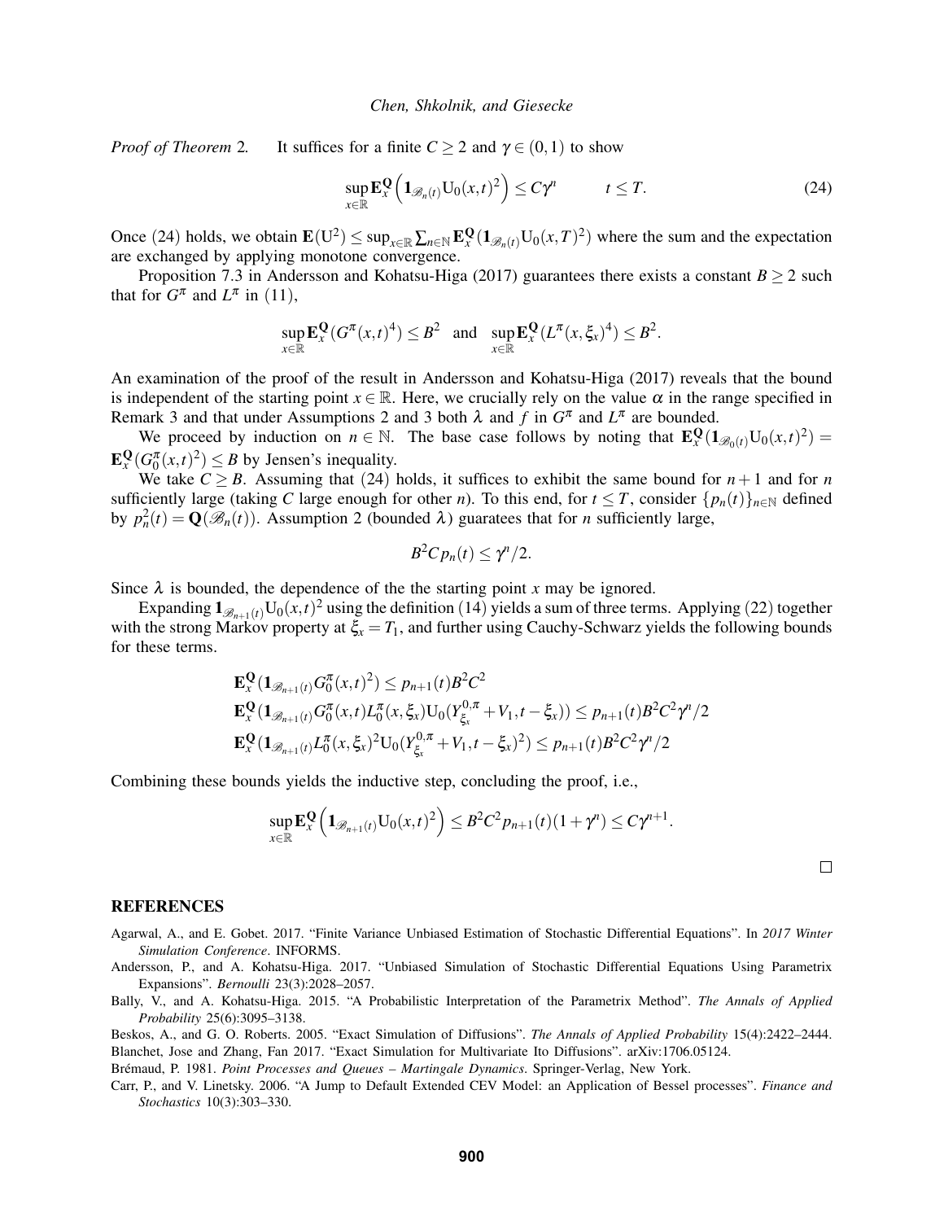*Proof of Theorem 2.* It suffices for a finite $C \geq 2$ and $\gamma \in (0,1)$ to show

$$\sup_{x\in\mathbb{R}} \mathbf{E}_x^{\mathbf{Q}}\left(\mathbf{1}_{\mathscr{B}_n(t)} \mathrm{U}_0(x,t)^2\right) \leq C\gamma^n \qquad t \leq T. \tag{24}$$

Once (24) holds, we obtain $\mathbf{E}(\mathrm{U}^2) \leq \sup_{x\in\mathbb{R}} \sum_{n\in\mathbb{N}} \mathbf{E}_x^{\mathbf{Q}}(\mathbf{1}_{\mathscr{B}_n(t)} \mathrm{U}_0(x,T)^2)$ where the sum and the expectation are exchanged by applying monotone convergence.

Proposition 7.3 in Andersson and Kohatsu-Higa (2017) guarantees there exists a constant $B \geq 2$ such that for $G^\pi$ and $L^\pi$ in (11),

$$\sup_{x\in\mathbb{R}} \mathbf{E}_x^{\mathbf{Q}}(G^\pi(x,t)^4) \leq B^2 \quad \text{and} \quad \sup_{x\in\mathbb{R}} \mathbf{E}_x^{\mathbf{Q}}(L^\pi(x,\xi_x)^4) \leq B^2.$$

An examination of the proof of the result in Andersson and Kohatsu-Higa (2017) reveals that the bound is independent of the starting point $x \in \mathbb{R}$. Here, we crucially rely on the value $\alpha$ in the range specified in Remark 3 and that under Assumptions 2 and 3 both $\lambda$ and $f$ in $G^\pi$ and $L^\pi$ are bounded.

We proceed by induction on $n \in \mathbb{N}$. The base case follows by noting that $\mathbf{E}_x^{\mathbf{Q}}(\mathbf{1}_{\mathscr{B}_0(t)} \mathrm{U}_0(x,t)^2) = \mathbf{E}_x^{\mathbf{Q}}(G_0^\pi(x,t)^2) \leq B$ by Jensen's inequality.

We take $C \geq B$. Assuming that (24) holds, it suffices to exhibit the same bound for $n+1$ and for $n$ sufficiently large (taking $C$ large enough for other $n$). To this end, for $t \leq T$, consider $\{p_n(t)\}_{n\in\mathbb{N}}$ defined by $p_n^2(t) = \mathbf{Q}(\mathscr{B}_n(t))$. Assumption 2 (bounded $\lambda$) guaratees that for $n$ sufficiently large,

$$B^2 C p_n(t) \leq \gamma^n/2.$$

Since $\lambda$ is bounded, the dependence of the the starting point $x$ may be ignored.

Expanding $\mathbf{1}_{\mathscr{B}_{n+1}(t)} \mathrm{U}_0(x,t)^2$ using the definition (14) yields a sum of three terms. Applying (22) together with the strong Markov property at $\xi_x = T_1$, and further using Cauchy-Schwarz yields the following bounds for these terms.

$$\begin{aligned}
&\mathbf{E}_x^{\mathbf{Q}}(\mathbf{1}_{\mathscr{B}_{n+1}(t)} G_0^\pi(x,t)^2) \leq p_{n+1}(t) B^2 C^2 \\
&\mathbf{E}_x^{\mathbf{Q}}(\mathbf{1}_{\mathscr{B}_{n+1}(t)} G_0^\pi(x,t) L_0^\pi(x,\xi_x) \mathrm{U}_0(Y_{\xi_x}^{0,\pi} + V_1, t-\xi_x)) \leq p_{n+1}(t) B^2 C^2 \gamma^n/2 \\
&\mathbf{E}_x^{\mathbf{Q}}(\mathbf{1}_{\mathscr{B}_{n+1}(t)} L_0^\pi(x,\xi_x)^2 \mathrm{U}_0(Y_{\xi_x}^{0,\pi} + V_1, t-\xi_x)^2) \leq p_{n+1}(t) B^2 C^2 \gamma^n/2
\end{aligned}$$

Combining these bounds yields the inductive step, concluding the proof, i.e.,

$$\sup_{x\in\mathbb{R}} \mathbf{E}_x^{\mathbf{Q}}\left(\mathbf{1}_{\mathscr{B}_{n+1}(t)} \mathrm{U}_0(x,t)^2\right) \leq B^2 C^2 p_{n+1}(t)(1+\gamma^n) \leq C\gamma^{n+1}.$$

□

## REFERENCES

Agarwal, A., and E. Gobet. 2017. "Finite Variance Unbiased Estimation of Stochastic Differential Equations". In *2017 Winter Simulation Conference*. INFORMS.

Andersson, P., and A. Kohatsu-Higa. 2017. "Unbiased Simulation of Stochastic Differential Equations Using Parametrix Expansions". *Bernoulli* 23(3):2028–2057.

Bally, V., and A. Kohatsu-Higa. 2015. "A Probabilistic Interpretation of the Parametrix Method". *The Annals of Applied Probability* 25(6):3095–3138.

Beskos, A., and G. O. Roberts. 2005. "Exact Simulation of Diffusions". *The Annals of Applied Probability* 15(4):2422–2444.

Blanchet, Jose and Zhang, Fan 2017. "Exact Simulation for Multivariate Ito Diffusions". arXiv:1706.05124.

Brémaud, P. 1981. *Point Processes and Queues – Martingale Dynamics*. Springer-Verlag, New York.

Carr, P., and V. Linetsky. 2006. "A Jump to Default Extended CEV Model: an Application of Bessel processes". *Finance and Stochastics* 10(3):303–330.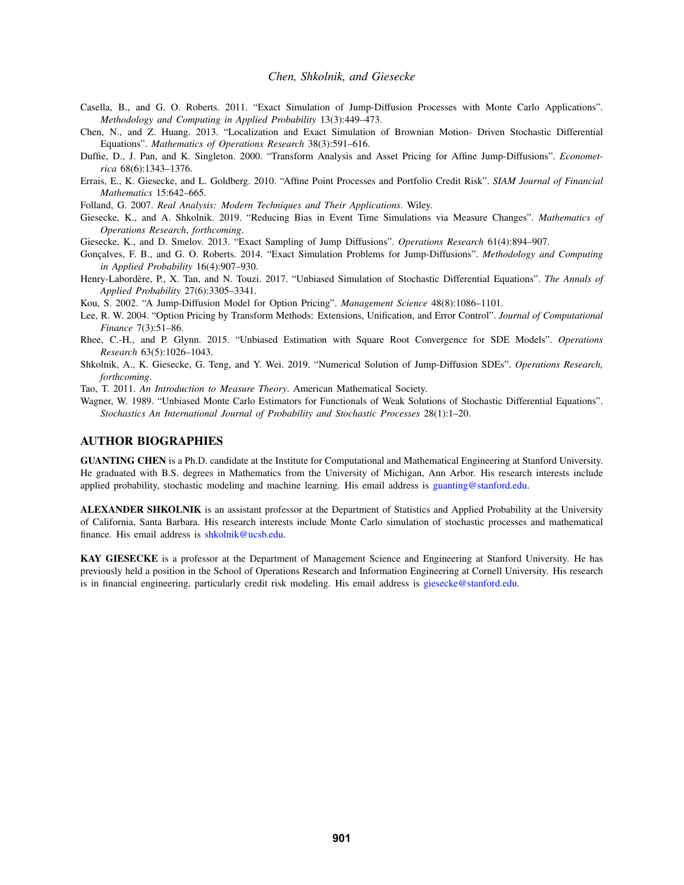Casella, B., and G. O. Roberts. 2011. "Exact Simulation of Jump-Diffusion Processes with Monte Carlo Applications". *Methodology and Computing in Applied Probability* 13(3):449–473.

Chen, N., and Z. Huang. 2013. "Localization and Exact Simulation of Brownian Motion- Driven Stochastic Differential Equations". *Mathematics of Operations Research* 38(3):591–616.

Duffie, D., J. Pan, and K. Singleton. 2000. "Transform Analysis and Asset Pricing for Affine Jump-Diffusions". *Econometrica* 68(6):1343–1376.

Errais, E., K. Giesecke, and L. Goldberg. 2010. "Affine Point Processes and Portfolio Credit Risk". *SIAM Journal of Financial Mathematics* 15:642–665.

Folland, G. 2007. *Real Analysis: Modern Techniques and Their Applications*. Wiley.

Giesecke, K., and A. Shkolnik. 2019. "Reducing Bias in Event Time Simulations via Measure Changes". *Mathematics of Operations Research*, *forthcoming*.

Giesecke, K., and D. Smelov. 2013. "Exact Sampling of Jump Diffusions". *Operations Research* 61(4):894–907.

Gonçalves, F. B., and G. O. Roberts. 2014. "Exact Simulation Problems for Jump-Diffusions". *Methodology and Computing in Applied Probability* 16(4):907–930.

Henry-Labordère, P., X. Tan, and N. Touzi. 2017. "Unbiased Simulation of Stochastic Differential Equations". *The Annals of Applied Probability* 27(6):3305–3341.

Kou, S. 2002. "A Jump-Diffusion Model for Option Pricing". *Management Science* 48(8):1086–1101.

Lee, R. W. 2004. "Option Pricing by Transform Methods: Extensions, Unification, and Error Control". *Journal of Computational Finance* 7(3):51–86.

Rhee, C.-H., and P. Glynn. 2015. "Unbiased Estimation with Square Root Convergence for SDE Models". *Operations Research* 63(5):1026–1043.

Shkolnik, A., K. Giesecke, G. Teng, and Y. Wei. 2019. "Numerical Solution of Jump-Diffusion SDEs". *Operations Research, forthcoming*.

Tao, T. 2011. *An Introduction to Measure Theory*. American Mathematical Society.

Wagner, W. 1989. "Unbiased Monte Carlo Estimators for Functionals of Weak Solutions of Stochastic Differential Equations". *Stochastics An International Journal of Probability and Stochastic Processes* 28(1):1–20.

## AUTHOR BIOGRAPHIES

**GUANTING CHEN** is a Ph.D. candidate at the Institute for Computational and Mathematical Engineering at Stanford University. He graduated with B.S. degrees in Mathematics from the University of Michigan, Ann Arbor. His research interests include applied probability, stochastic modeling and machine learning. His email address is guanting@stanford.edu.

**ALEXANDER SHKOLNIK** is an assistant professor at the Department of Statistics and Applied Probability at the University of California, Santa Barbara. His research interests include Monte Carlo simulation of stochastic processes and mathematical finance. His email address is shkolnik@ucsb.edu.

**KAY GIESECKE** is a professor at the Department of Management Science and Engineering at Stanford University. He has previously held a position in the School of Operations Research and Information Engineering at Cornell University. His research is in financial engineering, particularly credit risk modeling. His email address is giesecke@stanford.edu.